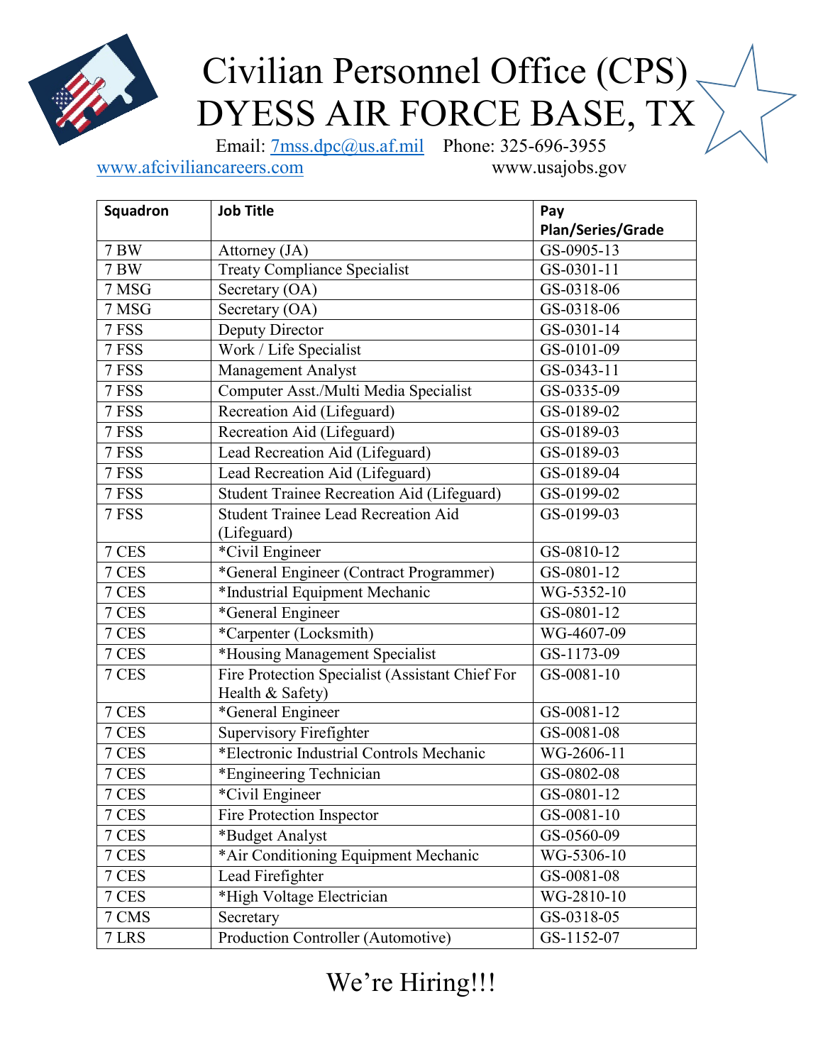# Civilian Personnel Office (CPS)
# DYESS AIR FORCE BASE, TX

Email: [7mss.dpc@us.af.mil](mailto:7mss.dpc@us.af.mil) Phone: 325-696-3955

[www.afciviliancareers.com](http://www.afciviliancareers.com) www.usajobs.gov

| Squadron | Job Title | Pay Plan/Series/Grade |
|---|---|---|
| 7 BW | Attorney (JA) | GS-0905-13 |
| 7 BW | Treaty Compliance Specialist | GS-0301-11 |
| 7 MSG | Secretary (OA) | GS-0318-06 |
| 7 MSG | Secretary (OA) | GS-0318-06 |
| 7 FSS | Deputy Director | GS-0301-14 |
| 7 FSS | Work / Life Specialist | GS-0101-09 |
| 7 FSS | Management Analyst | GS-0343-11 |
| 7 FSS | Computer Asst./Multi Media Specialist | GS-0335-09 |
| 7 FSS | Recreation Aid (Lifeguard) | GS-0189-02 |
| 7 FSS | Recreation Aid (Lifeguard) | GS-0189-03 |
| 7 FSS | Lead Recreation Aid (Lifeguard) | GS-0189-03 |
| 7 FSS | Lead Recreation Aid (Lifeguard) | GS-0189-04 |
| 7 FSS | Student Trainee Recreation Aid (Lifeguard) | GS-0199-02 |
| 7 FSS | Student Trainee Lead Recreation Aid (Lifeguard) | GS-0199-03 |
| 7 CES | *Civil Engineer | GS-0810-12 |
| 7 CES | *General Engineer (Contract Programmer) | GS-0801-12 |
| 7 CES | *Industrial Equipment Mechanic | WG-5352-10 |
| 7 CES | *General Engineer | GS-0801-12 |
| 7 CES | *Carpenter (Locksmith) | WG-4607-09 |
| 7 CES | *Housing Management Specialist | GS-1173-09 |
| 7 CES | Fire Protection Specialist (Assistant Chief For Health & Safety) | GS-0081-10 |
| 7 CES | *General Engineer | GS-0081-12 |
| 7 CES | Supervisory Firefighter | GS-0081-08 |
| 7 CES | *Electronic Industrial Controls Mechanic | WG-2606-11 |
| 7 CES | *Engineering Technician | GS-0802-08 |
| 7 CES | *Civil Engineer | GS-0801-12 |
| 7 CES | Fire Protection Inspector | GS-0081-10 |
| 7 CES | *Budget Analyst | GS-0560-09 |
| 7 CES | *Air Conditioning Equipment Mechanic | WG-5306-10 |
| 7 CES | Lead Firefighter | GS-0081-08 |
| 7 CES | *High Voltage Electrician | WG-2810-10 |
| 7 CMS | Secretary | GS-0318-05 |
| 7 LRS | Production Controller (Automotive) | GS-1152-07 |

We're Hiring!!!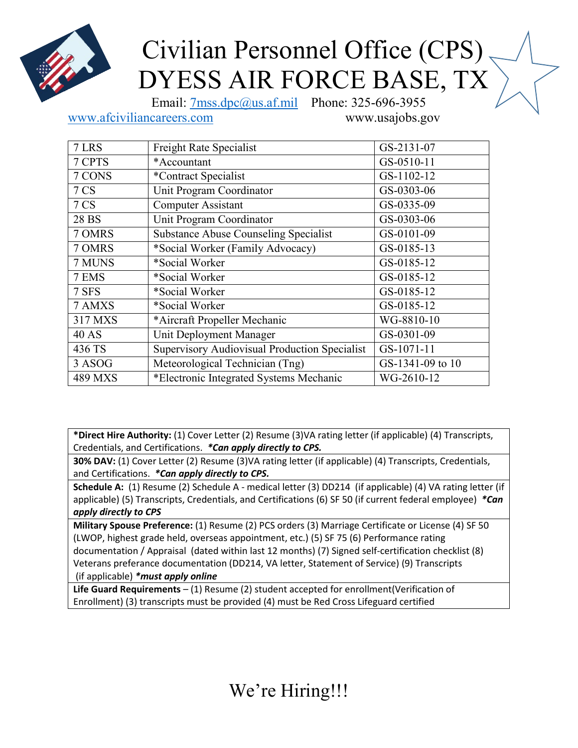# Civilian Personnel Office (CPS)
# DYESS AIR FORCE BASE, TX

Email: 7mss.dpc@us.af.mil Phone: 325-696-3955

www.afciviliancareers.com www.usajobs.gov

| | | |
|---|---|---|
| 7 LRS | Freight Rate Specialist | GS-2131-07 |
| 7 CPTS | *Accountant | GS-0510-11 |
| 7 CONS | *Contract Specialist | GS-1102-12 |
| 7 CS | Unit Program Coordinator | GS-0303-06 |
| 7 CS | Computer Assistant | GS-0335-09 |
| 28 BS | Unit Program Coordinator | GS-0303-06 |
| 7 OMRS | Substance Abuse Counseling Specialist | GS-0101-09 |
| 7 OMRS | *Social Worker (Family Advocacy) | GS-0185-13 |
| 7 MUNS | *Social Worker | GS-0185-12 |
| 7 EMS | *Social Worker | GS-0185-12 |
| 7 SFS | *Social Worker | GS-0185-12 |
| 7 AMXS | *Social Worker | GS-0185-12 |
| 317 MXS | *Aircraft Propeller Mechanic | WG-8810-10 |
| 40 AS | Unit Deployment Manager | GS-0301-09 |
| 436 TS | Supervisory Audiovisual Production Specialist | GS-1071-11 |
| 3 ASOG | Meteorological Technician (Tng) | GS-1341-09 to 10 |
| 489 MXS | *Electronic Integrated Systems Mechanic | WG-2610-12 |

| |
|---|
| **\*Direct Hire Authority:** (1) Cover Letter (2) Resume (3)VA rating letter (if applicable) (4) Transcripts, Credentials, and Certifications. ***Can apply directly to CPS.*** |
| **30% DAV:** (1) Cover Letter (2) Resume (3)VA rating letter (if applicable) (4) Transcripts, Credentials, and Certifications. ***Can apply directly to CPS.*** |
| **Schedule A:** (1) Resume (2) Schedule A - medical letter (3) DD214 (if applicable) (4) VA rating letter (if applicable) (5) Transcripts, Credentials, and Certifications (6) SF 50 (if current federal employee) ***Can apply directly to CPS*** |
| **Military Spouse Preference:** (1) Resume (2) PCS orders (3) Marriage Certificate or License (4) SF 50 (LWOP, highest grade held, overseas appointment, etc.) (5) SF 75 (6) Performance rating documentation / Appraisal (dated within last 12 months) (7) Signed self-certification checklist (8) Veterans preferance documentation (DD214, VA letter, Statement of Service) (9) Transcripts (if applicable) ***must apply online*** |
| **Life Guard Requirements** – (1) Resume (2) student accepted for enrollment(Verification of Enrollment) (3) transcripts must be provided (4) must be Red Cross Lifeguard certified |

We're Hiring!!!